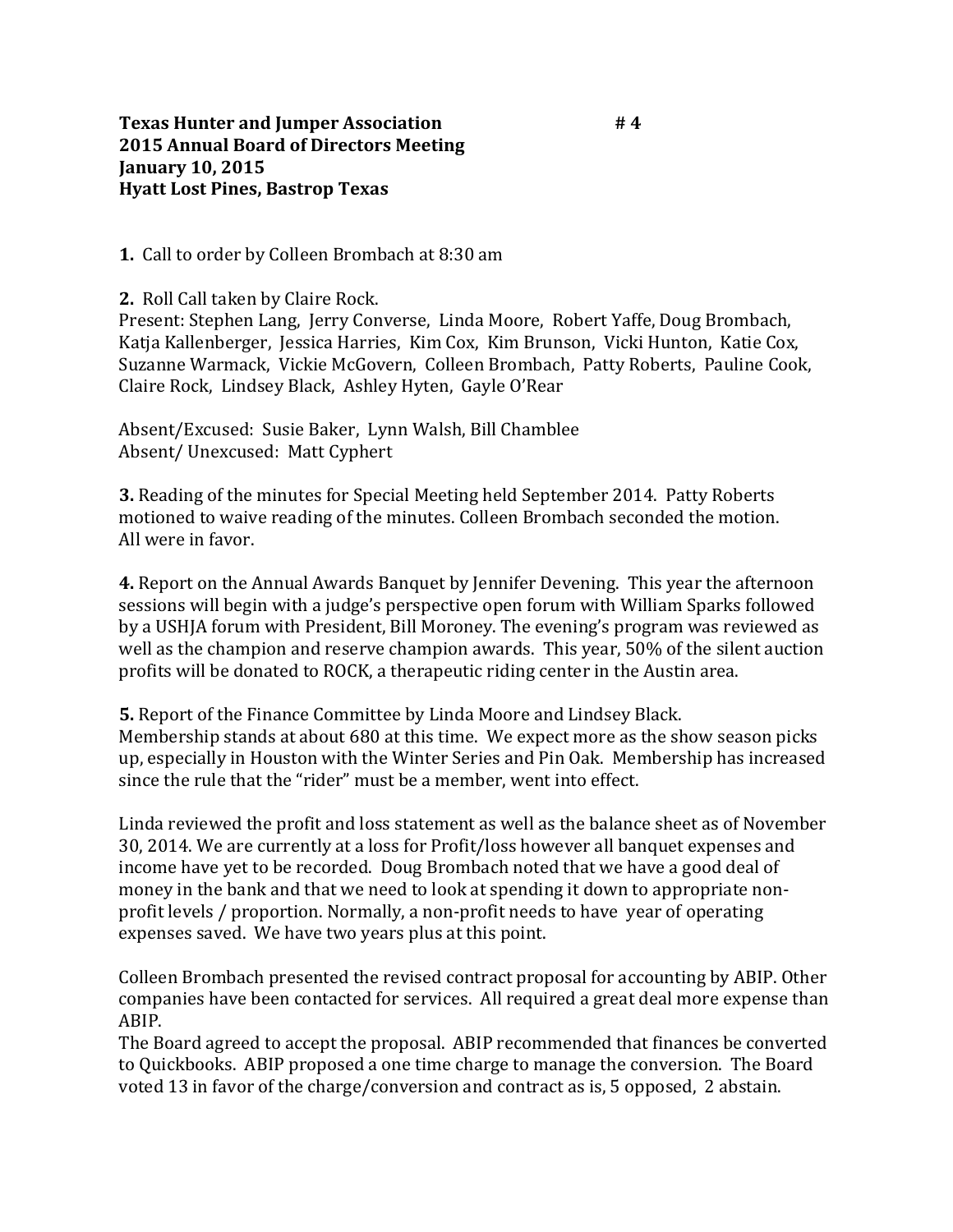**Texas Hunter and Jumper Association** **# 4**
**2015 Annual Board of Directors Meeting**
**January 10, 2015**
**Hyatt Lost Pines, Bastrop Texas**

**1.** Call to order by Colleen Brombach at 8:30 am

**2.** Roll Call taken by Claire Rock.
Present: Stephen Lang, Jerry Converse, Linda Moore, Robert Yaffe, Doug Brombach, Katja Kallenberger, Jessica Harries, Kim Cox, Kim Brunson, Vicki Hunton, Katie Cox, Suzanne Warmack, Vickie McGovern, Colleen Brombach, Patty Roberts, Pauline Cook, Claire Rock, Lindsey Black, Ashley Hyten, Gayle O'Rear

Absent/Excused: Susie Baker, Lynn Walsh, Bill Chamblee
Absent/ Unexcused: Matt Cyphert

**3.** Reading of the minutes for Special Meeting held September 2014. Patty Roberts motioned to waive reading of the minutes. Colleen Brombach seconded the motion. All were in favor.

**4.** Report on the Annual Awards Banquet by Jennifer Devening. This year the afternoon sessions will begin with a judge's perspective open forum with William Sparks followed by a USHJA forum with President, Bill Moroney. The evening's program was reviewed as well as the champion and reserve champion awards. This year, 50% of the silent auction profits will be donated to ROCK, a therapeutic riding center in the Austin area.

**5.** Report of the Finance Committee by Linda Moore and Lindsey Black.
Membership stands at about 680 at this time. We expect more as the show season picks up, especially in Houston with the Winter Series and Pin Oak. Membership has increased since the rule that the "rider" must be a member, went into effect.

Linda reviewed the profit and loss statement as well as the balance sheet as of November 30, 2014. We are currently at a loss for Profit/loss however all banquet expenses and income have yet to be recorded. Doug Brombach noted that we have a good deal of money in the bank and that we need to look at spending it down to appropriate non-profit levels / proportion. Normally, a non-profit needs to have year of operating expenses saved. We have two years plus at this point.

Colleen Brombach presented the revised contract proposal for accounting by ABIP. Other companies have been contacted for services. All required a great deal more expense than ABIP.
The Board agreed to accept the proposal. ABIP recommended that finances be converted to Quickbooks. ABIP proposed a one time charge to manage the conversion. The Board voted 13 in favor of the charge/conversion and contract as is, 5 opposed, 2 abstain.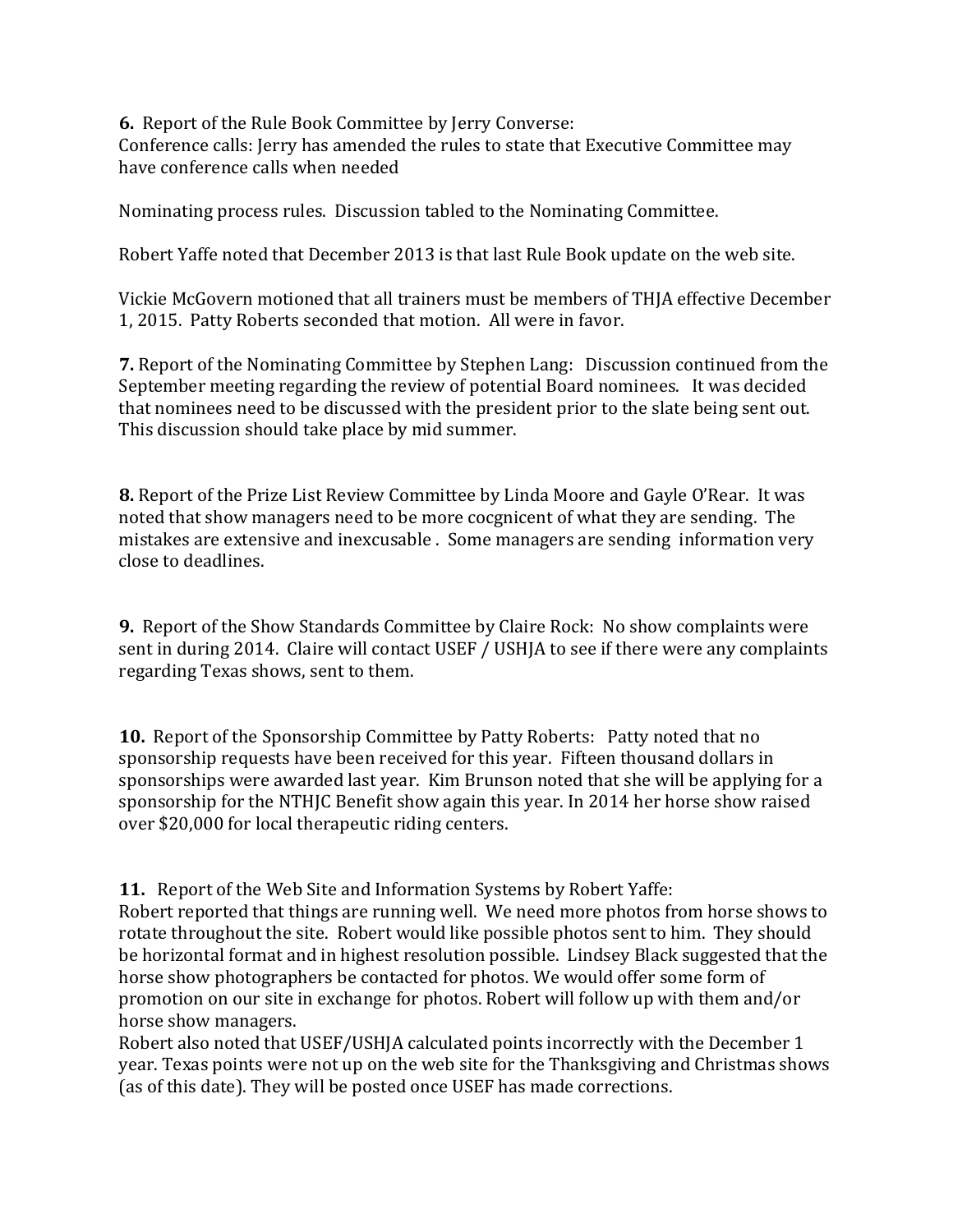**6.** Report of the Rule Book Committee by Jerry Converse:
Conference calls: Jerry has amended the rules to state that Executive Committee may have conference calls when needed

Nominating process rules. Discussion tabled to the Nominating Committee.

Robert Yaffe noted that December 2013 is that last Rule Book update on the web site.

Vickie McGovern motioned that all trainers must be members of THJA effective December 1, 2015. Patty Roberts seconded that motion. All were in favor.

**7.** Report of the Nominating Committee by Stephen Lang: Discussion continued from the September meeting regarding the review of potential Board nominees. It was decided that nominees need to be discussed with the president prior to the slate being sent out. This discussion should take place by mid summer.

**8.** Report of the Prize List Review Committee by Linda Moore and Gayle O'Rear. It was noted that show managers need to be more cocgnicent of what they are sending. The mistakes are extensive and inexcusable . Some managers are sending information very close to deadlines.

**9.** Report of the Show Standards Committee by Claire Rock: No show complaints were sent in during 2014. Claire will contact USEF / USHJA to see if there were any complaints regarding Texas shows, sent to them.

**10.** Report of the Sponsorship Committee by Patty Roberts: Patty noted that no sponsorship requests have been received for this year. Fifteen thousand dollars in sponsorships were awarded last year. Kim Brunson noted that she will be applying for a sponsorship for the NTHJC Benefit show again this year. In 2014 her horse show raised over $20,000 for local therapeutic riding centers.

**11.** Report of the Web Site and Information Systems by Robert Yaffe:
Robert reported that things are running well. We need more photos from horse shows to rotate throughout the site. Robert would like possible photos sent to him. They should be horizontal format and in highest resolution possible. Lindsey Black suggested that the horse show photographers be contacted for photos. We would offer some form of promotion on our site in exchange for photos. Robert will follow up with them and/or horse show managers.
Robert also noted that USEF/USHJA calculated points incorrectly with the December 1 year. Texas points were not up on the web site for the Thanksgiving and Christmas shows (as of this date). They will be posted once USEF has made corrections.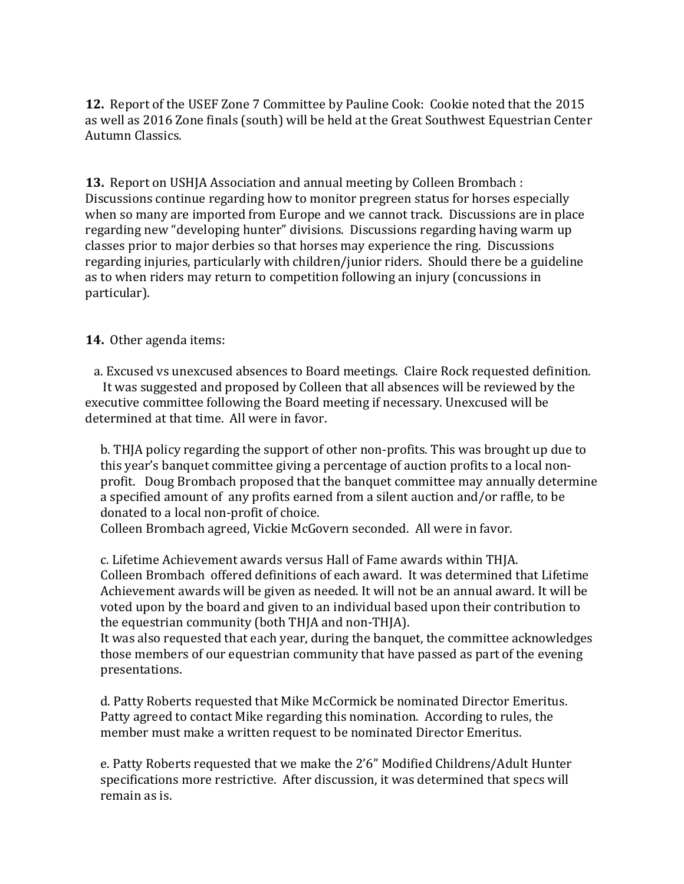**12.** Report of the USEF Zone 7 Committee by Pauline Cook: Cookie noted that the 2015 as well as 2016 Zone finals (south) will be held at the Great Southwest Equestrian Center Autumn Classics.

**13.** Report on USHJA Association and annual meeting by Colleen Brombach : Discussions continue regarding how to monitor pregreen status for horses especially when so many are imported from Europe and we cannot track. Discussions are in place regarding new "developing hunter" divisions. Discussions regarding having warm up classes prior to major derbies so that horses may experience the ring. Discussions regarding injuries, particularly with children/junior riders. Should there be a guideline as to when riders may return to competition following an injury (concussions in particular).

**14.** Other agenda items:

a. Excused vs unexcused absences to Board meetings. Claire Rock requested definition. It was suggested and proposed by Colleen that all absences will be reviewed by the executive committee following the Board meeting if necessary. Unexcused will be determined at that time. All were in favor.

b. THJA policy regarding the support of other non-profits. This was brought up due to this year's banquet committee giving a percentage of auction profits to a local non-profit. Doug Brombach proposed that the banquet committee may annually determine a specified amount of any profits earned from a silent auction and/or raffle, to be donated to a local non-profit of choice.
Colleen Brombach agreed, Vickie McGovern seconded. All were in favor.

c. Lifetime Achievement awards versus Hall of Fame awards within THJA.
Colleen Brombach offered definitions of each award. It was determined that Lifetime Achievement awards will be given as needed. It will not be an annual award. It will be voted upon by the board and given to an individual based upon their contribution to the equestrian community (both THJA and non-THJA).
It was also requested that each year, during the banquet, the committee acknowledges those members of our equestrian community that have passed as part of the evening presentations.

d. Patty Roberts requested that Mike McCormick be nominated Director Emeritus. Patty agreed to contact Mike regarding this nomination. According to rules, the member must make a written request to be nominated Director Emeritus.

e. Patty Roberts requested that we make the 2'6" Modified Childrens/Adult Hunter specifications more restrictive. After discussion, it was determined that specs will remain as is.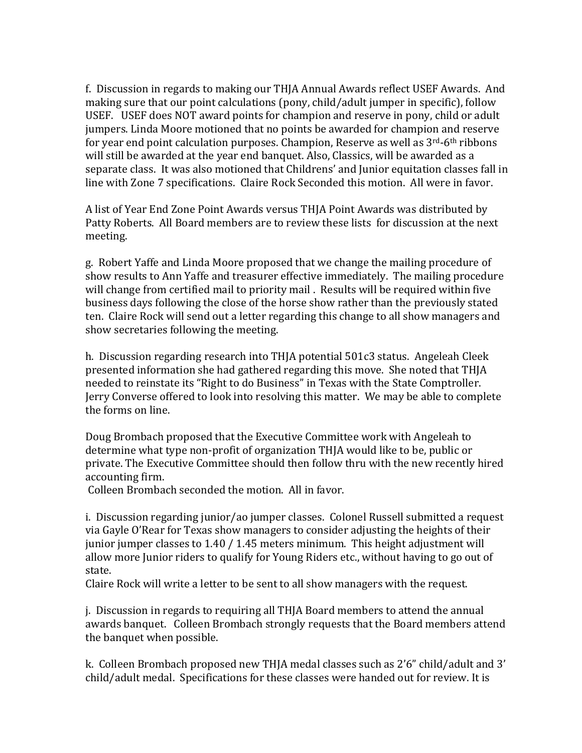f. Discussion in regards to making our THJA Annual Awards reflect USEF Awards. And making sure that our point calculations (pony, child/adult jumper in specific), follow USEF. USEF does NOT award points for champion and reserve in pony, child or adult jumpers. Linda Moore motioned that no points be awarded for champion and reserve for year end point calculation purposes. Champion, Reserve as well as 3rd-6th ribbons will still be awarded at the year end banquet. Also, Classics, will be awarded as a separate class. It was also motioned that Childrens' and Junior equitation classes fall in line with Zone 7 specifications. Claire Rock Seconded this motion. All were in favor.

A list of Year End Zone Point Awards versus THJA Point Awards was distributed by Patty Roberts. All Board members are to review these lists for discussion at the next meeting.

g. Robert Yaffe and Linda Moore proposed that we change the mailing procedure of show results to Ann Yaffe and treasurer effective immediately. The mailing procedure will change from certified mail to priority mail . Results will be required within five business days following the close of the horse show rather than the previously stated ten. Claire Rock will send out a letter regarding this change to all show managers and show secretaries following the meeting.

h. Discussion regarding research into THJA potential 501c3 status. Angeleah Cleek presented information she had gathered regarding this move. She noted that THJA needed to reinstate its "Right to do Business" in Texas with the State Comptroller. Jerry Converse offered to look into resolving this matter. We may be able to complete the forms on line.

Doug Brombach proposed that the Executive Committee work with Angeleah to determine what type non-profit of organization THJA would like to be, public or private. The Executive Committee should then follow thru with the new recently hired accounting firm.
Colleen Brombach seconded the motion. All in favor.

i. Discussion regarding junior/ao jumper classes. Colonel Russell submitted a request via Gayle O'Rear for Texas show managers to consider adjusting the heights of their junior jumper classes to 1.40 / 1.45 meters minimum. This height adjustment will allow more Junior riders to qualify for Young Riders etc., without having to go out of state.
Claire Rock will write a letter to be sent to all show managers with the request.

j. Discussion in regards to requiring all THJA Board members to attend the annual awards banquet. Colleen Brombach strongly requests that the Board members attend the banquet when possible.

k. Colleen Brombach proposed new THJA medal classes such as 2'6" child/adult and 3' child/adult medal. Specifications for these classes were handed out for review. It is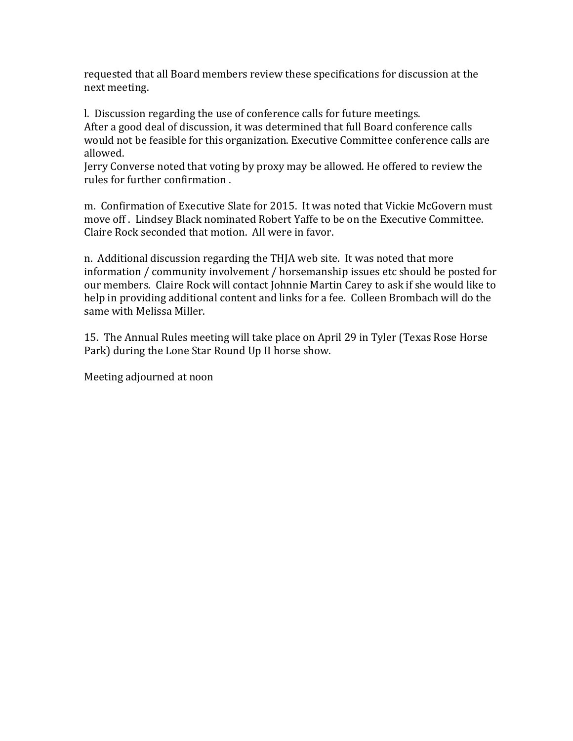requested that all Board members review these specifications for discussion at the next meeting.

l. Discussion regarding the use of conference calls for future meetings.
After a good deal of discussion, it was determined that full Board conference calls would not be feasible for this organization. Executive Committee conference calls are allowed.
Jerry Converse noted that voting by proxy may be allowed. He offered to review the rules for further confirmation .

m. Confirmation of Executive Slate for 2015. It was noted that Vickie McGovern must move off . Lindsey Black nominated Robert Yaffe to be on the Executive Committee. Claire Rock seconded that motion. All were in favor.

n. Additional discussion regarding the THJA web site. It was noted that more information / community involvement / horsemanship issues etc should be posted for our members. Claire Rock will contact Johnnie Martin Carey to ask if she would like to help in providing additional content and links for a fee. Colleen Brombach will do the same with Melissa Miller.

15. The Annual Rules meeting will take place on April 29 in Tyler (Texas Rose Horse Park) during the Lone Star Round Up II horse show.

Meeting adjourned at noon